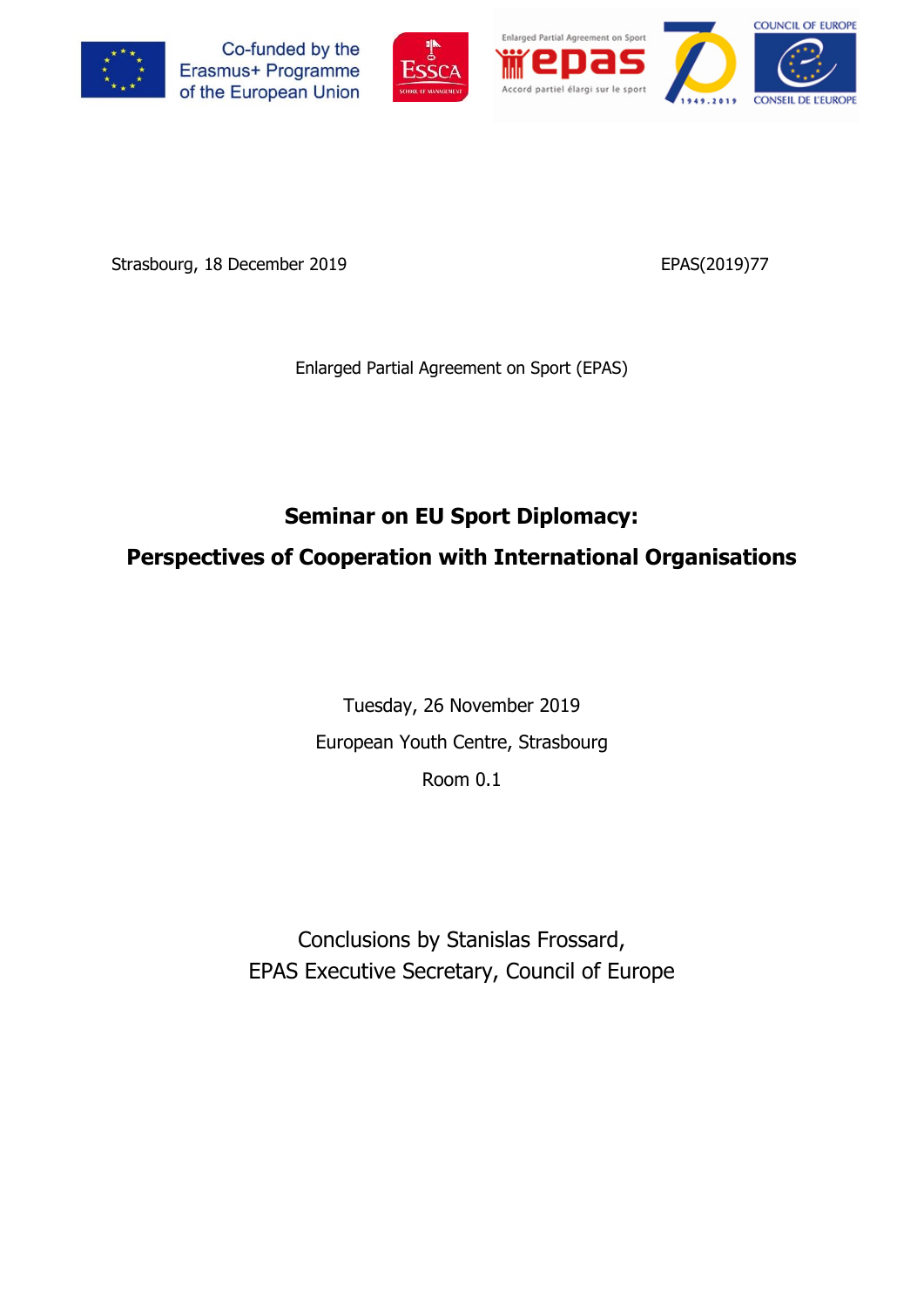Co-funded by the Erasmus+ Programme of the European Union

Strasbourg, 18 December 2019

EPAS(2019)77

Enlarged Partial Agreement on Sport (EPAS)

# Seminar on EU Sport Diplomacy:

# Perspectives of Cooperation with International Organisations

Tuesday, 26 November 2019

European Youth Centre, Strasbourg

Room 0.1

Conclusions by Stanislas Frossard,
EPAS Executive Secretary, Council of Europe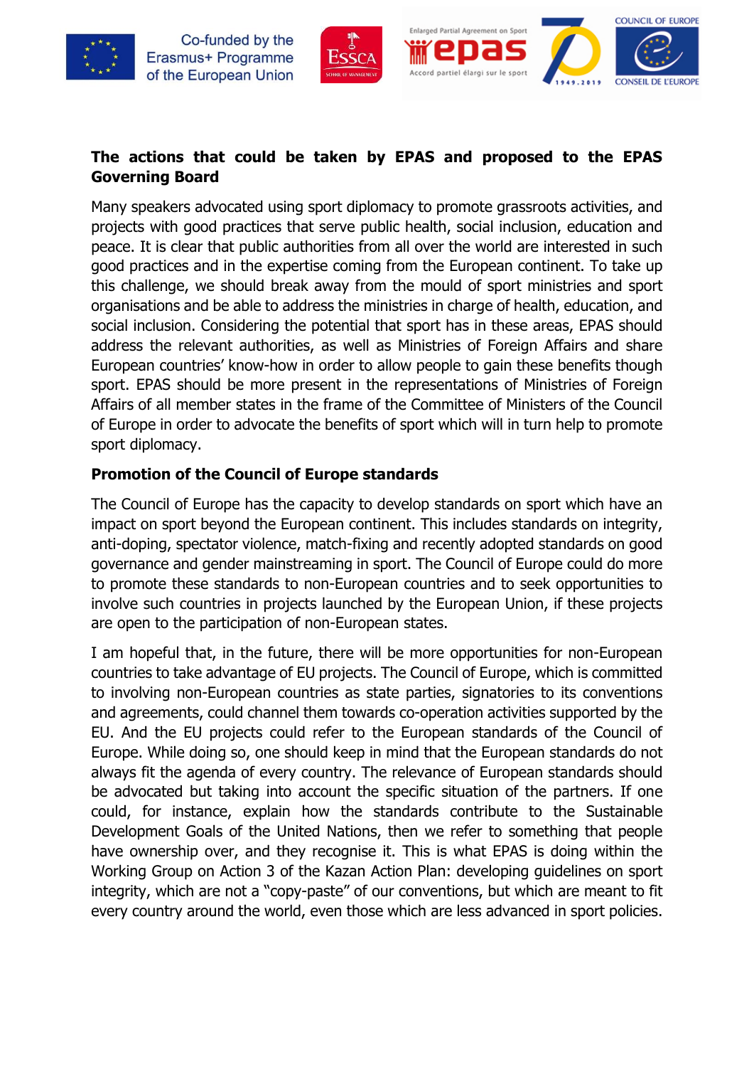**The actions that could be taken by EPAS and proposed to the EPAS Governing Board**

Many speakers advocated using sport diplomacy to promote grassroots activities, and projects with good practices that serve public health, social inclusion, education and peace. It is clear that public authorities from all over the world are interested in such good practices and in the expertise coming from the European continent. To take up this challenge, we should break away from the mould of sport ministries and sport organisations and be able to address the ministries in charge of health, education, and social inclusion. Considering the potential that sport has in these areas, EPAS should address the relevant authorities, as well as Ministries of Foreign Affairs and share European countries' know-how in order to allow people to gain these benefits though sport. EPAS should be more present in the representations of Ministries of Foreign Affairs of all member states in the frame of the Committee of Ministers of the Council of Europe in order to advocate the benefits of sport which will in turn help to promote sport diplomacy.

**Promotion of the Council of Europe standards**

The Council of Europe has the capacity to develop standards on sport which have an impact on sport beyond the European continent. This includes standards on integrity, anti-doping, spectator violence, match-fixing and recently adopted standards on good governance and gender mainstreaming in sport. The Council of Europe could do more to promote these standards to non-European countries and to seek opportunities to involve such countries in projects launched by the European Union, if these projects are open to the participation of non-European states.

I am hopeful that, in the future, there will be more opportunities for non-European countries to take advantage of EU projects. The Council of Europe, which is committed to involving non-European countries as state parties, signatories to its conventions and agreements, could channel them towards co-operation activities supported by the EU. And the EU projects could refer to the European standards of the Council of Europe. While doing so, one should keep in mind that the European standards do not always fit the agenda of every country. The relevance of European standards should be advocated but taking into account the specific situation of the partners. If one could, for instance, explain how the standards contribute to the Sustainable Development Goals of the United Nations, then we refer to something that people have ownership over, and they recognise it. This is what EPAS is doing within the Working Group on Action 3 of the Kazan Action Plan: developing guidelines on sport integrity, which are not a "copy-paste" of our conventions, but which are meant to fit every country around the world, even those which are less advanced in sport policies.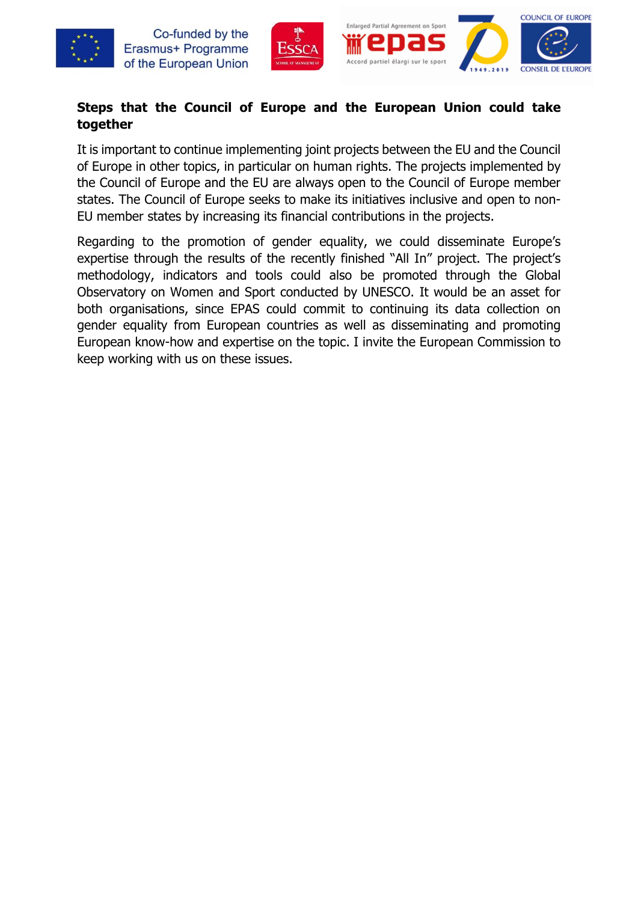**Steps that the Council of Europe and the European Union could take together**

It is important to continue implementing joint projects between the EU and the Council of Europe in other topics, in particular on human rights. The projects implemented by the Council of Europe and the EU are always open to the Council of Europe member states. The Council of Europe seeks to make its initiatives inclusive and open to non-EU member states by increasing its financial contributions in the projects.

Regarding to the promotion of gender equality, we could disseminate Europe's expertise through the results of the recently finished "All In" project. The project's methodology, indicators and tools could also be promoted through the Global Observatory on Women and Sport conducted by UNESCO. It would be an asset for both organisations, since EPAS could commit to continuing its data collection on gender equality from European countries as well as disseminating and promoting European know-how and expertise on the topic. I invite the European Commission to keep working with us on these issues.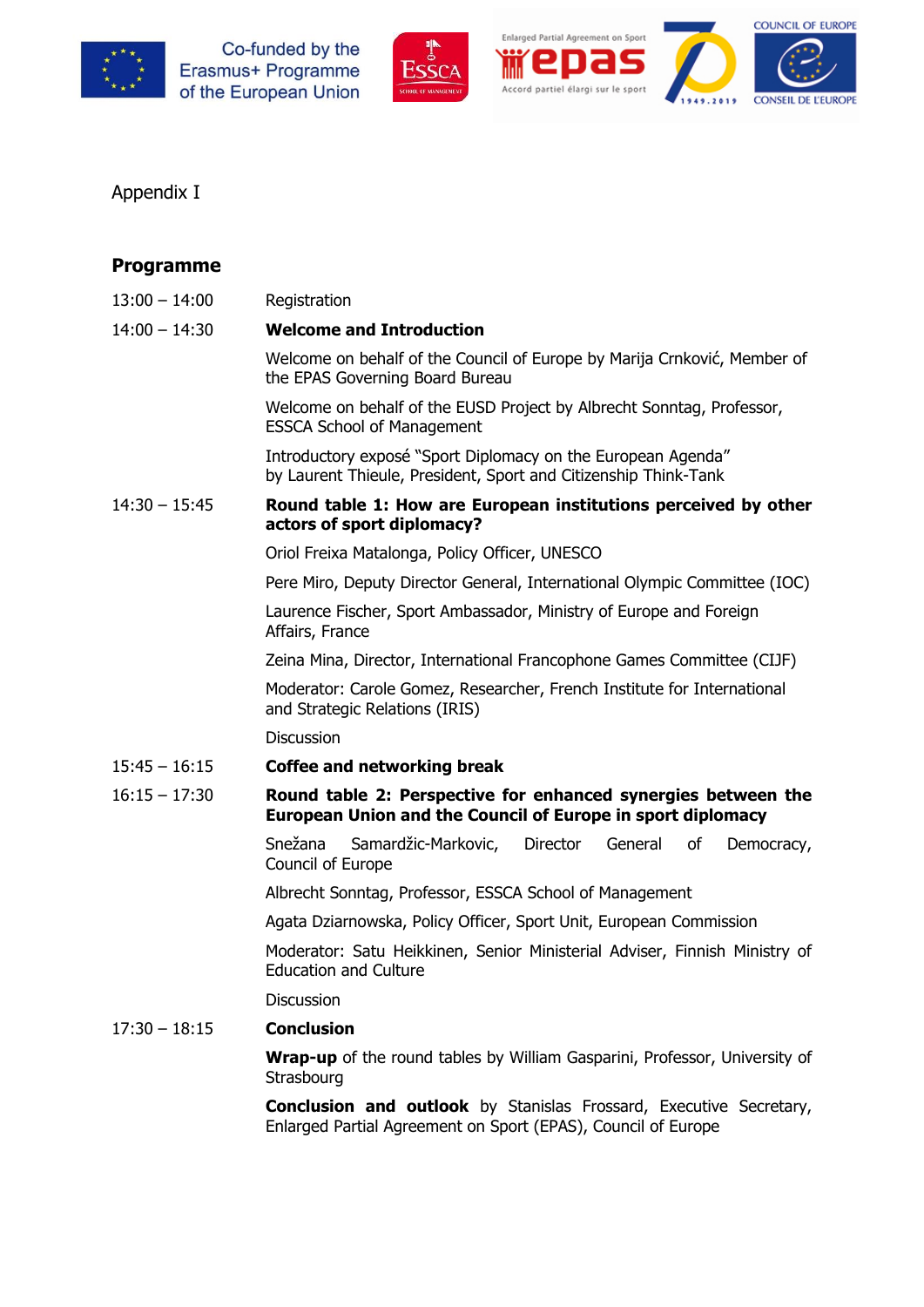Co-funded by the Erasmus+ Programme of the European Union

Appendix I

## Programme

| | |
|---|---|
| 13:00 – 14:00 | Registration |
| 14:00 – 14:30 | **Welcome and Introduction** |
| | Welcome on behalf of the Council of Europe by Marija Crnković, Member of the EPAS Governing Board Bureau |
| | Welcome on behalf of the EUSD Project by Albrecht Sonntag, Professor, ESSCA School of Management |
| | Introductory exposé "Sport Diplomacy on the European Agenda" by Laurent Thieule, President, Sport and Citizenship Think-Tank |
| 14:30 – 15:45 | **Round table 1: How are European institutions perceived by other actors of sport diplomacy?** |
| | Oriol Freixa Matalonga, Policy Officer, UNESCO |
| | Pere Miro, Deputy Director General, International Olympic Committee (IOC) |
| | Laurence Fischer, Sport Ambassador, Ministry of Europe and Foreign Affairs, France |
| | Zeina Mina, Director, International Francophone Games Committee (CIJF) |
| | Moderator: Carole Gomez, Researcher, French Institute for International and Strategic Relations (IRIS) |
| | Discussion |
| 15:45 – 16:15 | **Coffee and networking break** |
| 16:15 – 17:30 | **Round table 2: Perspective for enhanced synergies between the European Union and the Council of Europe in sport diplomacy** |
| | Snežana Samardžic-Markovic, Director General of Democracy, Council of Europe |
| | Albrecht Sonntag, Professor, ESSCA School of Management |
| | Agata Dziarnowska, Policy Officer, Sport Unit, European Commission |
| | Moderator: Satu Heikkinen, Senior Ministerial Adviser, Finnish Ministry of Education and Culture |
| | Discussion |
| 17:30 – 18:15 | **Conclusion** |
| | **Wrap-up** of the round tables by William Gasparini, Professor, University of Strasbourg |
| | **Conclusion and outlook** by Stanislas Frossard, Executive Secretary, Enlarged Partial Agreement on Sport (EPAS), Council of Europe |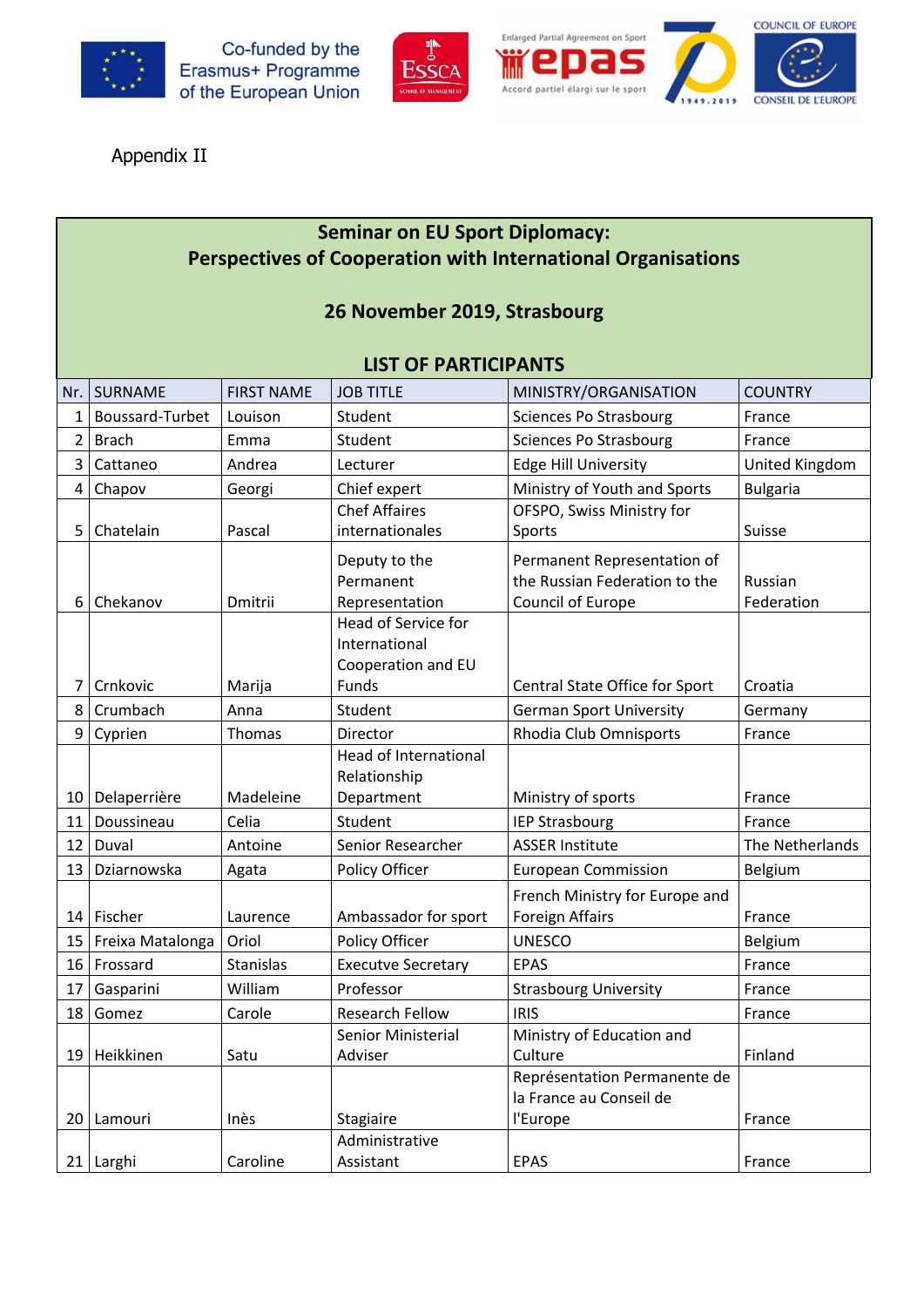Co-funded by the Erasmus+ Programme of the European Union

Appendix II

## Seminar on EU Sport Diplomacy: Perspectives of Cooperation with International Organisations

### 26 November 2019, Strasbourg

### LIST OF PARTICIPANTS

| Nr. | SURNAME | FIRST NAME | JOB TITLE | MINISTRY/ORGANISATION | COUNTRY |
|---|---|---|---|---|---|
| 1 | Boussard-Turbet | Louison | Student | Sciences Po Strasbourg | France |
| 2 | Brach | Emma | Student | Sciences Po Strasbourg | France |
| 3 | Cattaneo | Andrea | Lecturer | Edge Hill University | United Kingdom |
| 4 | Chapov | Georgi | Chief expert | Ministry of Youth and Sports | Bulgaria |
| 5 | Chatelain | Pascal | Chef Affaires internationales | OFSPO, Swiss Ministry for Sports | Suisse |
| 6 | Chekanov | Dmitrii | Deputy to the Permanent Representation | Permanent Representation of the Russian Federation to the Council of Europe | Russian Federation |
| 7 | Crnkovic | Marija | Head of Service for International Cooperation and EU Funds | Central State Office for Sport | Croatia |
| 8 | Crumbach | Anna | Student | German Sport University | Germany |
| 9 | Cyprien | Thomas | Director | Rhodia Club Omnisports | France |
| 10 | Delaperrière | Madeleine | Head of International Relationship Department | Ministry of sports | France |
| 11 | Doussineau | Celia | Student | IEP Strasbourg | France |
| 12 | Duval | Antoine | Senior Researcher | ASSER Institute | The Netherlands |
| 13 | Dziarnowska | Agata | Policy Officer | European Commission | Belgium |
| 14 | Fischer | Laurence | Ambassador for sport | French Ministry for Europe and Foreign Affairs | France |
| 15 | Freixa Matalonga | Oriol | Policy Officer | UNESCO | Belgium |
| 16 | Frossard | Stanislas | Executve Secretary | EPAS | France |
| 17 | Gasparini | William | Professor | Strasbourg University | France |
| 18 | Gomez | Carole | Research Fellow | IRIS | France |
| 19 | Heikkinen | Satu | Senior Ministerial Adviser | Ministry of Education and Culture | Finland |
| 20 | Lamouri | Inès | Stagiaire | Représentation Permanente de la France au Conseil de l'Europe | France |
| 21 | Larghi | Caroline | Administrative Assistant | EPAS | France |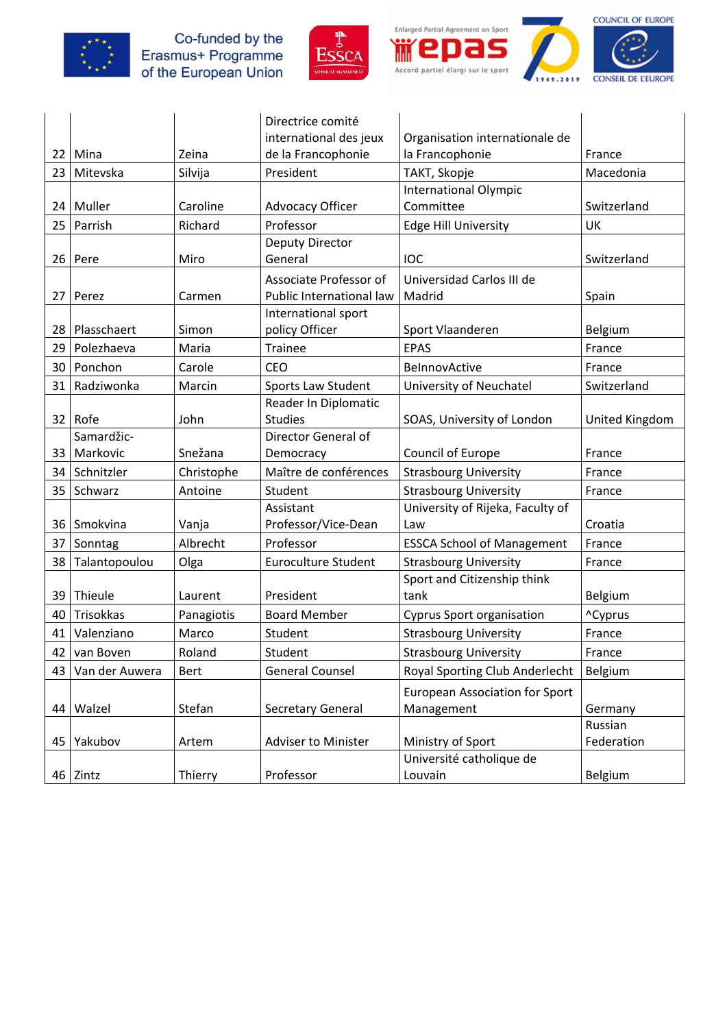| | | | | | |
|---|---|---|---|---|---|
| 22 | Mina | Zeina | Directrice comité international des jeux de la Francophonie | Organisation internationale de la Francophonie | France |
| 23 | Mitevska | Silvija | President | TAKT, Skopje | Macedonia |
| 24 | Muller | Caroline | Advocacy Officer | International Olympic Committee | Switzerland |
| 25 | Parrish | Richard | Professor | Edge Hill University | UK |
| 26 | Pere | Miro | Deputy Director General | IOC | Switzerland |
| 27 | Perez | Carmen | Associate Professor of Public International law | Universidad Carlos III de Madrid | Spain |
| 28 | Plasschaert | Simon | International sport policy Officer | Sport Vlaanderen | Belgium |
| 29 | Polezhaeva | Maria | Trainee | EPAS | France |
| 30 | Ponchon | Carole | CEO | BeInnovActive | France |
| 31 | Radziwonka | Marcin | Sports Law Student | University of Neuchatel | Switzerland |
| 32 | Rofe | John | Reader In Diplomatic Studies | SOAS, University of London | United Kingdom |
| 33 | Samardžic-Markovic | Snežana | Director General of Democracy | Council of Europe | France |
| 34 | Schnitzler | Christophe | Maître de conférences | Strasbourg University | France |
| 35 | Schwarz | Antoine | Student | Strasbourg University | France |
| 36 | Smokvina | Vanja | Assistant Professor/Vice-Dean | University of Rijeka, Faculty of Law | Croatia |
| 37 | Sonntag | Albrecht | Professor | ESSCA School of Management | France |
| 38 | Talantopoulou | Olga | Euroculture Student | Strasbourg University | France |
| 39 | Thieule | Laurent | President | Sport and Citizenship think tank | Belgium |
| 40 | Trisokkas | Panagiotis | Board Member | Cyprus Sport organisation | ^Cyprus |
| 41 | Valenziano | Marco | Student | Strasbourg University | France |
| 42 | van Boven | Roland | Student | Strasbourg University | France |
| 43 | Van der Auwera | Bert | General Counsel | Royal Sporting Club Anderlecht | Belgium |
| 44 | Walzel | Stefan | Secretary General | European Association for Sport Management | Germany |
| 45 | Yakubov | Artem | Adviser to Minister | Ministry of Sport | Russian Federation |
| 46 | Zintz | Thierry | Professor | Université catholique de Louvain | Belgium |